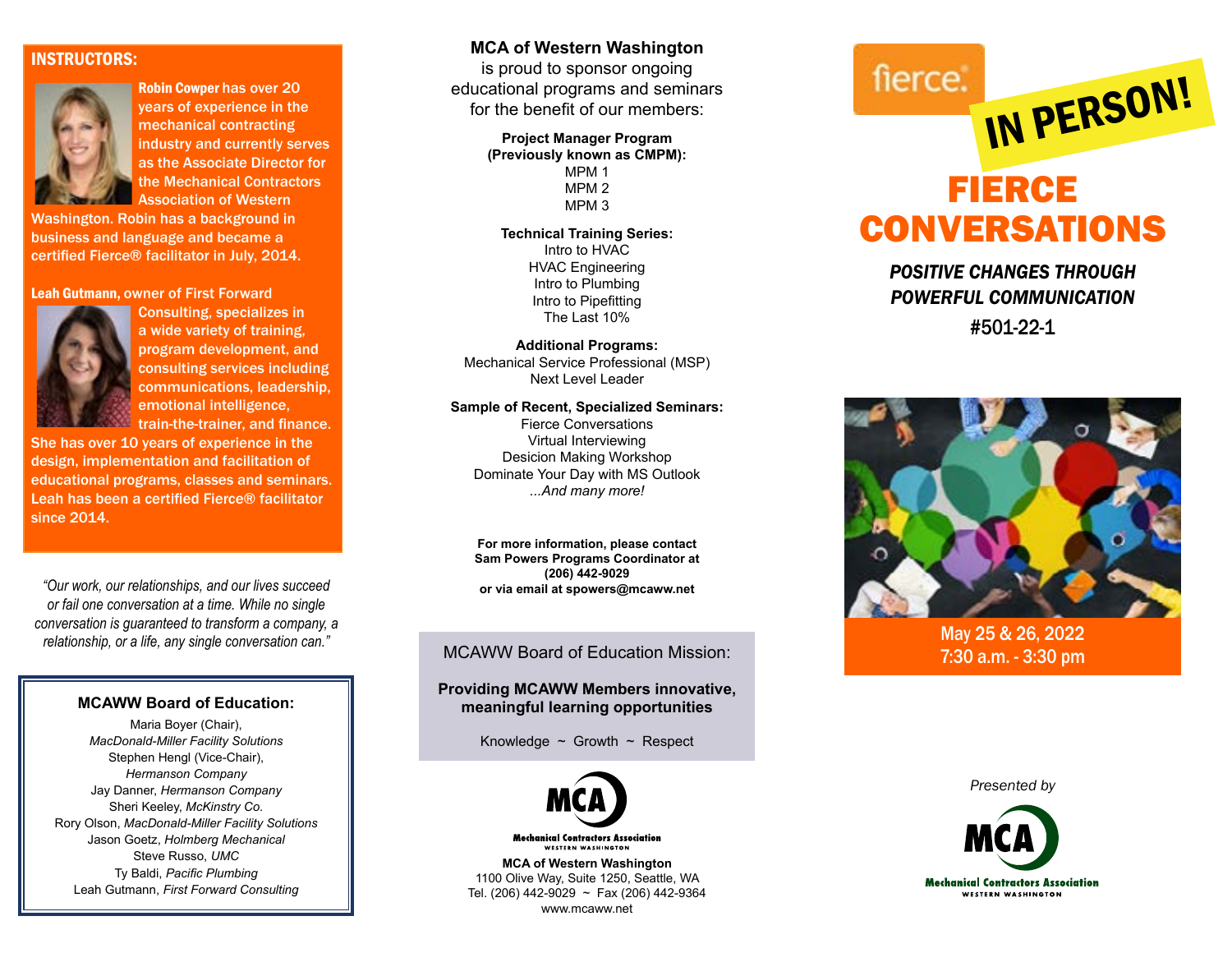## INSTRUCTORS:

**Robin Cowper** has over 20 years of experience in the mechanical contracting industry and currently serves as the Associate Director for the Mechanical Contractors Association of Western Washington. Robin has a background in business and language and became a certified Fierce® facilitator in July, 2014.

**Leah Gutmann,** owner of First Forward Consulting, specializes in a wide variety of training, program development, and consulting services including communications, leadership, emotional intelligence, train-the-trainer, and finance. She has over 10 years of experience in the design, implementation and facilitation of educational programs, classes and seminars. Leah has been a certified Fierce® facilitator since 2014.

*"Our work, our relationships, and our lives succeed or fail one conversation at a time. While no single conversation is guaranteed to transform a company, a relationship, or a life, any single conversation can."*

### MCAWW Board of Education:

Maria Boyer (Chair), *MacDonald-Miller Facility Solutions*
Stephen Hengl (Vice-Chair), *Hermanson Company*
Jay Danner, *Hermanson Company*
Sheri Keeley, *McKinstry Co.*
Rory Olson, *MacDonald-Miller Facility Solutions*
Jason Goetz, *Holmberg Mechanical*
Steve Russo, *UMC*
Ty Baldi, *Pacific Plumbing*
Leah Gutmann, *First Forward Consulting*

**MCA of Western Washington** is proud to sponsor ongoing educational programs and seminars for the benefit of our members:

**Project Manager Program (Previously known as CMPM):**
MPM 1
MPM 2
MPM 3

**Technical Training Series:**
Intro to HVAC
HVAC Engineering
Intro to Plumbing
Intro to Pipefitting
The Last 10%

**Additional Programs:**
Mechanical Service Professional (MSP)
Next Level Leader

**Sample of Recent, Specialized Seminars:**
Fierce Conversations
Virtual Interviewing
Desicion Making Workshop
Dominate Your Day with MS Outlook
*...And many more!*

**For more information, please contact Sam Powers Programs Coordinator at (206) 442-9029 or via email at spowers@mcaww.net**

MCAWW Board of Education Mission:

**Providing MCAWW Members innovative, meaningful learning opportunities**

Knowledge ~ Growth ~ Respect

MCA Mechanical Contractors Association WESTERN WASHINGTON

**MCA of Western Washington**
1100 Olive Way, Suite 1250, Seattle, WA
Tel. (206) 442-9029 ~ Fax (206) 442-9364
www.mcaww.net

fierce.

IN PERSON!

# FIERCE CONVERSATIONS

***POSITIVE CHANGES THROUGH POWERFUL COMMUNICATION***

#501-22-1

May 25 & 26, 2022
7:30 a.m. - 3:30 pm

*Presented by*

MCA Mechanical Contractors Association WESTERN WASHINGTON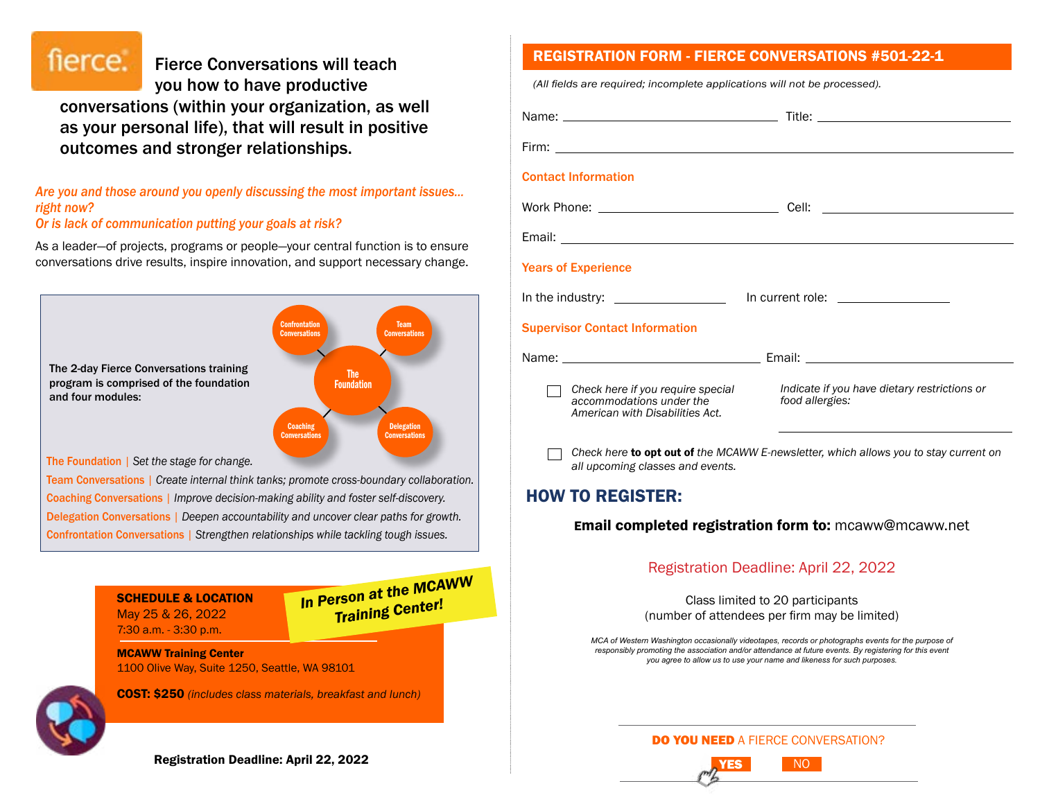fierce.

Fierce Conversations will teach you how to have productive conversations (within your organization, as well as your personal life), that will result in positive outcomes and stronger relationships.

*Are you and those around you openly discussing the most important issues… right now?*
*Or is lack of communication putting your goals at risk?*

As a leader—of projects, programs or people—your central function is to ensure conversations drive results, inspire innovation, and support necessary change.

**The 2-day Fierce Conversations training program is comprised of the foundation and four modules:**

Confrontation Conversations
Team Conversations
The Foundation
Coaching Conversations
Delegation Conversations

The Foundation | *Set the stage for change.*
Team Conversations | *Create internal think tanks; promote cross-boundary collaboration.*
Coaching Conversations | *Improve decision-making ability and foster self-discovery.*
Delegation Conversations | *Deepen accountability and uncover clear paths for growth.*
Confrontation Conversations | *Strengthen relationships while tackling tough issues.*

**SCHEDULE & LOCATION**
May 25 & 26, 2022
7:30 a.m. - 3:30 p.m.

*In Person at the MCAWW Training Center!*

**MCAWW Training Center**
1100 Olive Way, Suite 1250, Seattle, WA 98101

**COST: $250** *(includes class materials, breakfast and lunch)*

**Registration Deadline: April 22, 2022**

## REGISTRATION FORM - FIERCE CONVERSATIONS #501-22-1

*(All fields are required; incomplete applications will not be processed).*

Name: ____________________ Title: ____________________

Firm: ________________________________________

### Contact Information

Work Phone: ____________________ Cell: ____________________

Email: ________________________________________

### Years of Experience

In the industry: __________ In current role: __________

### Supervisor Contact Information

Name: ____________________ Email: ____________________

☐ *Check here if you require special accommodations under the American with Disabilities Act.*

*Indicate if you have dietary restrictions or food allergies:* ____________________

☐ *Check here* **to opt out of** *the MCAWW E-newsletter, which allows you to stay current on all upcoming classes and events.*

## HOW TO REGISTER:

**Email completed registration form to:** mcaww@mcaww.net

Registration Deadline: April 22, 2022

Class limited to 20 participants
(number of attendees per firm may be limited)

*MCA of Western Washington occasionally videotapes, records or photographs events for the purpose of responsibly promoting the association and/or attendance at future events. By registering for this event you agree to allow us to use your name and likeness for such purposes.*

**DO YOU NEED** A FIERCE CONVERSATION?

YES NO